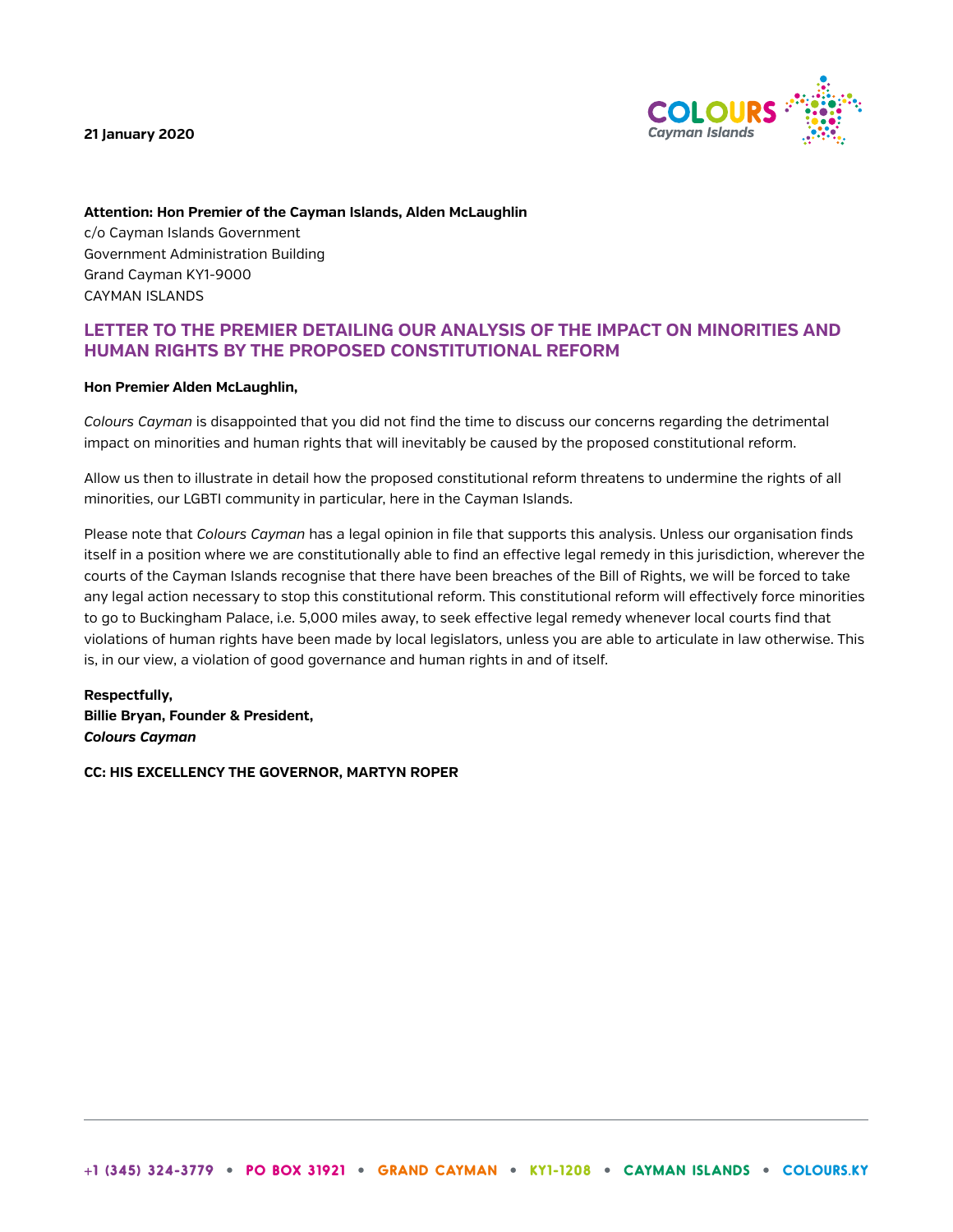**21 January 2020**

**Attention: Hon Premier of the Cayman Islands, Alden McLaughlin**
c/o Cayman Islands Government
Government Administration Building
Grand Cayman KY1-9000
CAYMAN ISLANDS

## LETTER TO THE PREMIER DETAILING OUR ANALYSIS OF THE IMPACT ON MINORITIES AND HUMAN RIGHTS BY THE PROPOSED CONSTITUTIONAL REFORM

**Hon Premier Alden McLaughlin,**

*Colours Cayman* is disappointed that you did not find the time to discuss our concerns regarding the detrimental impact on minorities and human rights that will inevitably be caused by the proposed constitutional reform.

Allow us then to illustrate in detail how the proposed constitutional reform threatens to undermine the rights of all minorities, our LGBTI community in particular, here in the Cayman Islands.

Please note that *Colours Cayman* has a legal opinion in file that supports this analysis. Unless our organisation finds itself in a position where we are constitutionally able to find an effective legal remedy in this jurisdiction, wherever the courts of the Cayman Islands recognise that there have been breaches of the Bill of Rights, we will be forced to take any legal action necessary to stop this constitutional reform. This constitutional reform will effectively force minorities to go to Buckingham Palace, i.e. 5,000 miles away, to seek effective legal remedy whenever local courts find that violations of human rights have been made by local legislators, unless you are able to articulate in law otherwise. This is, in our view, a violation of good governance and human rights in and of itself.

**Respectfully,**
**Billie Bryan, Founder & President,**
***Colours Cayman***

**CC: HIS EXCELLENCY THE GOVERNOR, MARTYN ROPER**

+1 (345) 324-3779 • PO BOX 31921 • GRAND CAYMAN • KY1-1208 • CAYMAN ISLANDS • COLOURS.KY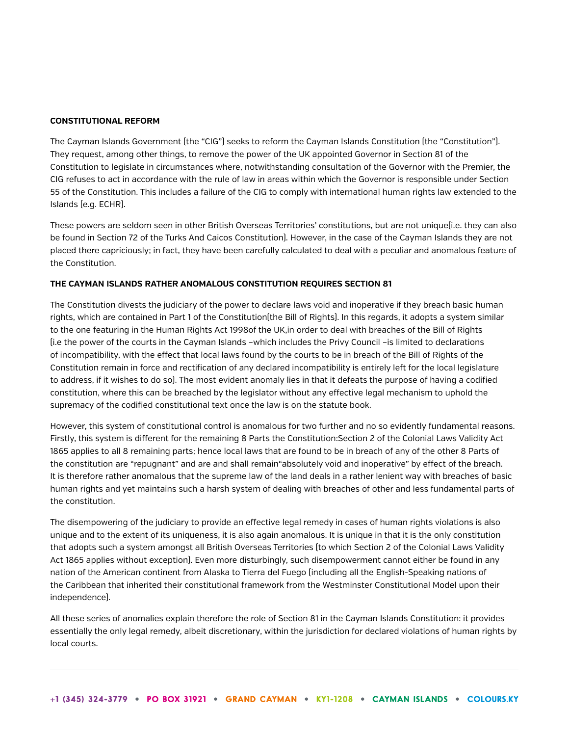**CONSTITUTIONAL REFORM**

The Cayman Islands Government (the "CIG") seeks to reform the Cayman Islands Constitution (the "Constitution"). They request, among other things, to remove the power of the UK appointed Governor in Section 81 of the Constitution to legislate in circumstances where, notwithstanding consultation of the Governor with the Premier, the CIG refuses to act in accordance with the rule of law in areas within which the Governor is responsible under Section 55 of the Constitution. This includes a failure of the CIG to comply with international human rights law extended to the Islands (e.g. ECHR).

These powers are seldom seen in other British Overseas Territories' constitutions, but are not unique(i.e. they can also be found in Section 72 of the Turks And Caicos Constitution). However, in the case of the Cayman Islands they are not placed there capriciously; in fact, they have been carefully calculated to deal with a peculiar and anomalous feature of the Constitution.

**THE CAYMAN ISLANDS RATHER ANOMALOUS CONSTITUTION REQUIRES SECTION 81**

The Constitution divests the judiciary of the power to declare laws void and inoperative if they breach basic human rights, which are contained in Part 1 of the Constitution(the Bill of Rights). In this regards, it adopts a system similar to the one featuring in the Human Rights Act 1998of the UK,in order to deal with breaches of the Bill of Rights (i.e the power of the courts in the Cayman Islands –which includes the Privy Council –is limited to declarations of incompatibility, with the effect that local laws found by the courts to be in breach of the Bill of Rights of the Constitution remain in force and rectification of any declared incompatibility is entirely left for the local legislature to address, if it wishes to do so). The most evident anomaly lies in that it defeats the purpose of having a codified constitution, where this can be breached by the legislator without any effective legal mechanism to uphold the supremacy of the codified constitutional text once the law is on the statute book.

However, this system of constitutional control is anomalous for two further and no so evidently fundamental reasons. Firstly, this system is different for the remaining 8 Parts the Constitution:Section 2 of the Colonial Laws Validity Act 1865 applies to all 8 remaining parts; hence local laws that are found to be in breach of any of the other 8 Parts of the constitution are "repugnant" and are and shall remain"absolutely void and inoperative" by effect of the breach. It is therefore rather anomalous that the supreme law of the land deals in a rather lenient way with breaches of basic human rights and yet maintains such a harsh system of dealing with breaches of other and less fundamental parts of the constitution.

The disempowering of the judiciary to provide an effective legal remedy in cases of human rights violations is also unique and to the extent of its uniqueness, it is also again anomalous. It is unique in that it is the only constitution that adopts such a system amongst all British Overseas Territories (to which Section 2 of the Colonial Laws Validity Act 1865 applies without exception). Even more disturbingly, such disempowerment cannot either be found in any nation of the American continent from Alaska to Tierra del Fuego (including all the English-Speaking nations of the Caribbean that inherited their constitutional framework from the Westminster Constitutional Model upon their independence).

All these series of anomalies explain therefore the role of Section 81 in the Cayman Islands Constitution: it provides essentially the only legal remedy, albeit discretionary, within the jurisdiction for declared violations of human rights by local courts.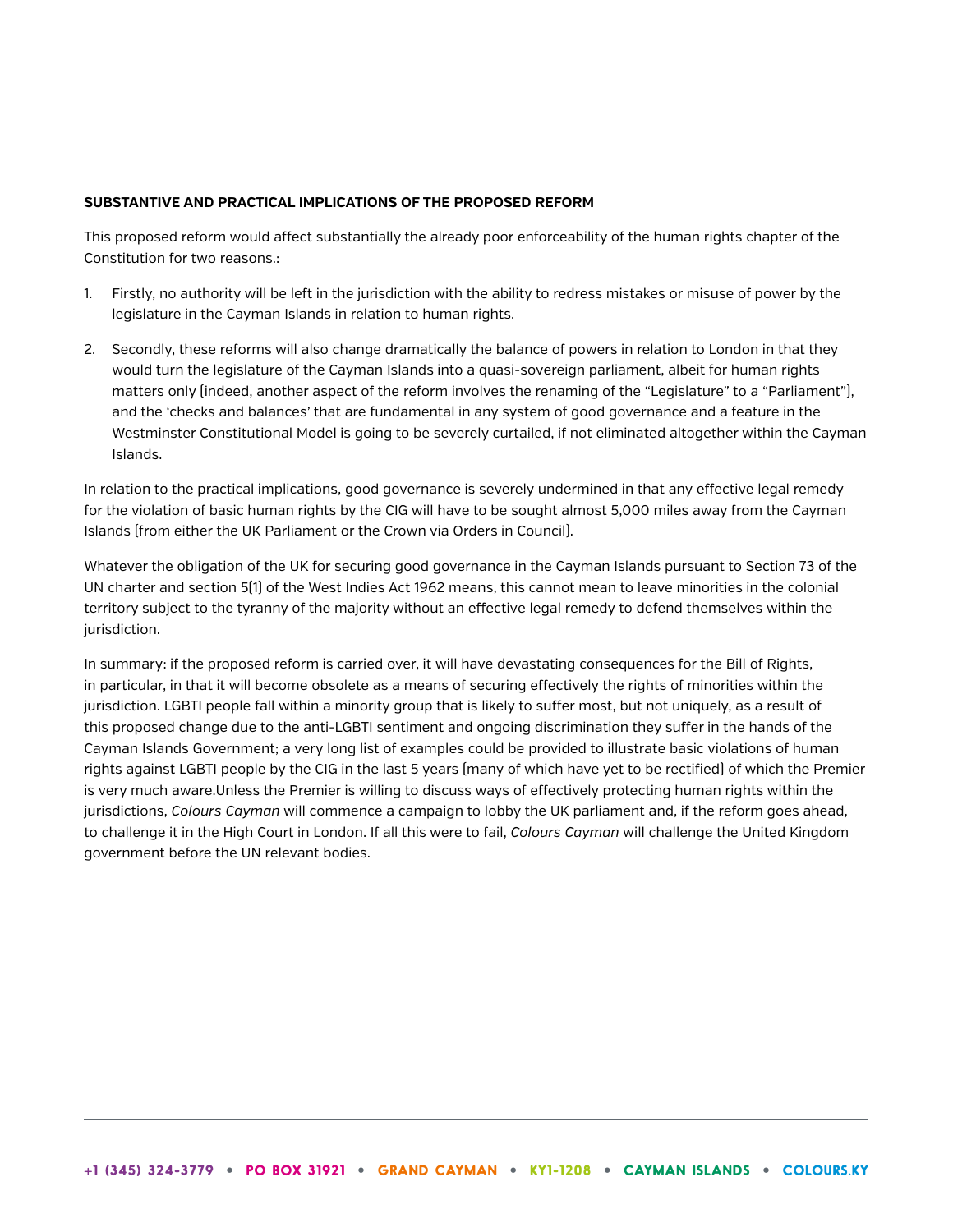**SUBSTANTIVE AND PRACTICAL IMPLICATIONS OF THE PROPOSED REFORM**

This proposed reform would affect substantially the already poor enforceability of the human rights chapter of the Constitution for two reasons.:

1. Firstly, no authority will be left in the jurisdiction with the ability to redress mistakes or misuse of power by the legislature in the Cayman Islands in relation to human rights.

2. Secondly, these reforms will also change dramatically the balance of powers in relation to London in that they would turn the legislature of the Cayman Islands into a quasi-sovereign parliament, albeit for human rights matters only (indeed, another aspect of the reform involves the renaming of the "Legislature" to a "Parliament"), and the 'checks and balances' that are fundamental in any system of good governance and a feature in the Westminster Constitutional Model is going to be severely curtailed, if not eliminated altogether within the Cayman Islands.

In relation to the practical implications, good governance is severely undermined in that any effective legal remedy for the violation of basic human rights by the CIG will have to be sought almost 5,000 miles away from the Cayman Islands (from either the UK Parliament or the Crown via Orders in Council).

Whatever the obligation of the UK for securing good governance in the Cayman Islands pursuant to Section 73 of the UN charter and section 5(1) of the West Indies Act 1962 means, this cannot mean to leave minorities in the colonial territory subject to the tyranny of the majority without an effective legal remedy to defend themselves within the jurisdiction.

In summary: if the proposed reform is carried over, it will have devastating consequences for the Bill of Rights, in particular, in that it will become obsolete as a means of securing effectively the rights of minorities within the jurisdiction. LGBTI people fall within a minority group that is likely to suffer most, but not uniquely, as a result of this proposed change due to the anti-LGBTI sentiment and ongoing discrimination they suffer in the hands of the Cayman Islands Government; a very long list of examples could be provided to illustrate basic violations of human rights against LGBTI people by the CIG in the last 5 years (many of which have yet to be rectified) of which the Premier is very much aware.Unless the Premier is willing to discuss ways of effectively protecting human rights within the jurisdictions, *Colours Cayman* will commence a campaign to lobby the UK parliament and, if the reform goes ahead, to challenge it in the High Court in London. If all this were to fail, *Colours Cayman* will challenge the United Kingdom government before the UN relevant bodies.